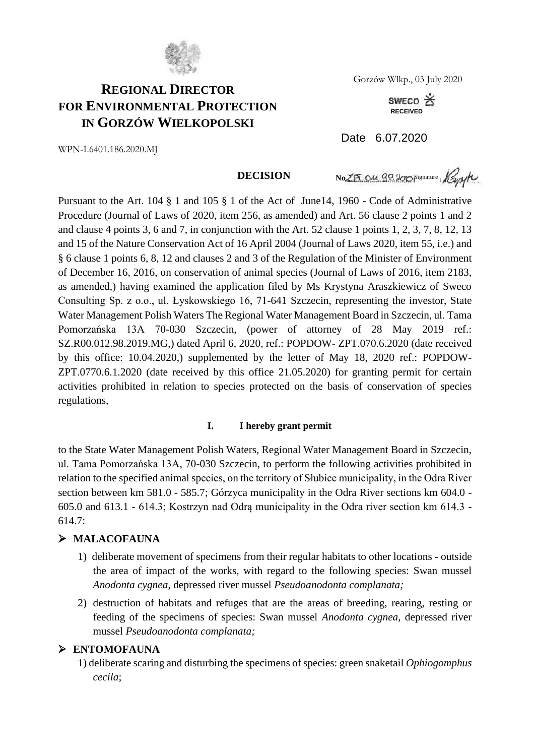# REGIONAL DIRECTOR FOR ENVIRONMENTAL PROTECTION IN GORZÓW WIELKOPOLSKI

Gorzów Wlkp., 03 July 2020

SWECO RECEIVED

Date 6.07.2020

WPN-I.6401.186.2020.MJ

**DECISION**

No ZPT.011.99.2020 Signature

Pursuant to the Art. 104 § 1 and 105 § 1 of the Act of June14, 1960 - Code of Administrative Procedure (Journal of Laws of 2020, item 256, as amended) and Art. 56 clause 2 points 1 and 2 and clause 4 points 3, 6 and 7, in conjunction with the Art. 52 clause 1 points 1, 2, 3, 7, 8, 12, 13 and 15 of the Nature Conservation Act of 16 April 2004 (Journal of Laws 2020, item 55, i.e.) and § 6 clause 1 points 6, 8, 12 and clauses 2 and 3 of the Regulation of the Minister of Environment of December 16, 2016, on conservation of animal species (Journal of Laws of 2016, item 2183, as amended,) having examined the application filed by Ms Krystyna Araszkiewicz of Sweco Consulting Sp. z o.o., ul. Łyskowskiego 16, 71-641 Szczecin, representing the investor, State Water Management Polish Waters The Regional Water Management Board in Szczecin, ul. Tama Pomorzańska 13A 70-030 Szczecin, (power of attorney of 28 May 2019 ref.: SZ.R00.012.98.2019.MG,) dated April 6, 2020, ref.: POPDOW- ZPT.070.6.2020 (date received by this office: 10.04.2020,) supplemented by the letter of May 18, 2020 ref.: POPDOW-ZPT.0770.6.1.2020 (date received by this office 21.05.2020) for granting permit for certain activities prohibited in relation to species protected on the basis of conservation of species regulations,

**I. I hereby grant permit**

to the State Water Management Polish Waters, Regional Water Management Board in Szczecin, ul. Tama Pomorzańska 13A, 70-030 Szczecin, to perform the following activities prohibited in relation to the specified animal species, on the territory of Słubice municipality, in the Odra River section between km 581.0 - 585.7; Górzyca municipality in the Odra River sections km 604.0 - 605.0 and 613.1 - 614.3; Kostrzyn nad Odrą municipality in the Odra river section km 614.3 - 614.7:

- **MALACOFAUNA**
  1) deliberate movement of specimens from their regular habitats to other locations - outside the area of impact of the works, with regard to the following species: Swan mussel *Anodonta cygnea*, depressed river mussel *Pseudoanodonta complanata;*
  2) destruction of habitats and refuges that are the areas of breeding, rearing, resting or feeding of the specimens of species: Swan mussel *Anodonta cygnea*, depressed river mussel *Pseudoanodonta complanata;*

- **ENTOMOFAUNA**
  1) deliberate scaring and disturbing the specimens of species: green snaketail *Ophiogomphus cecila*;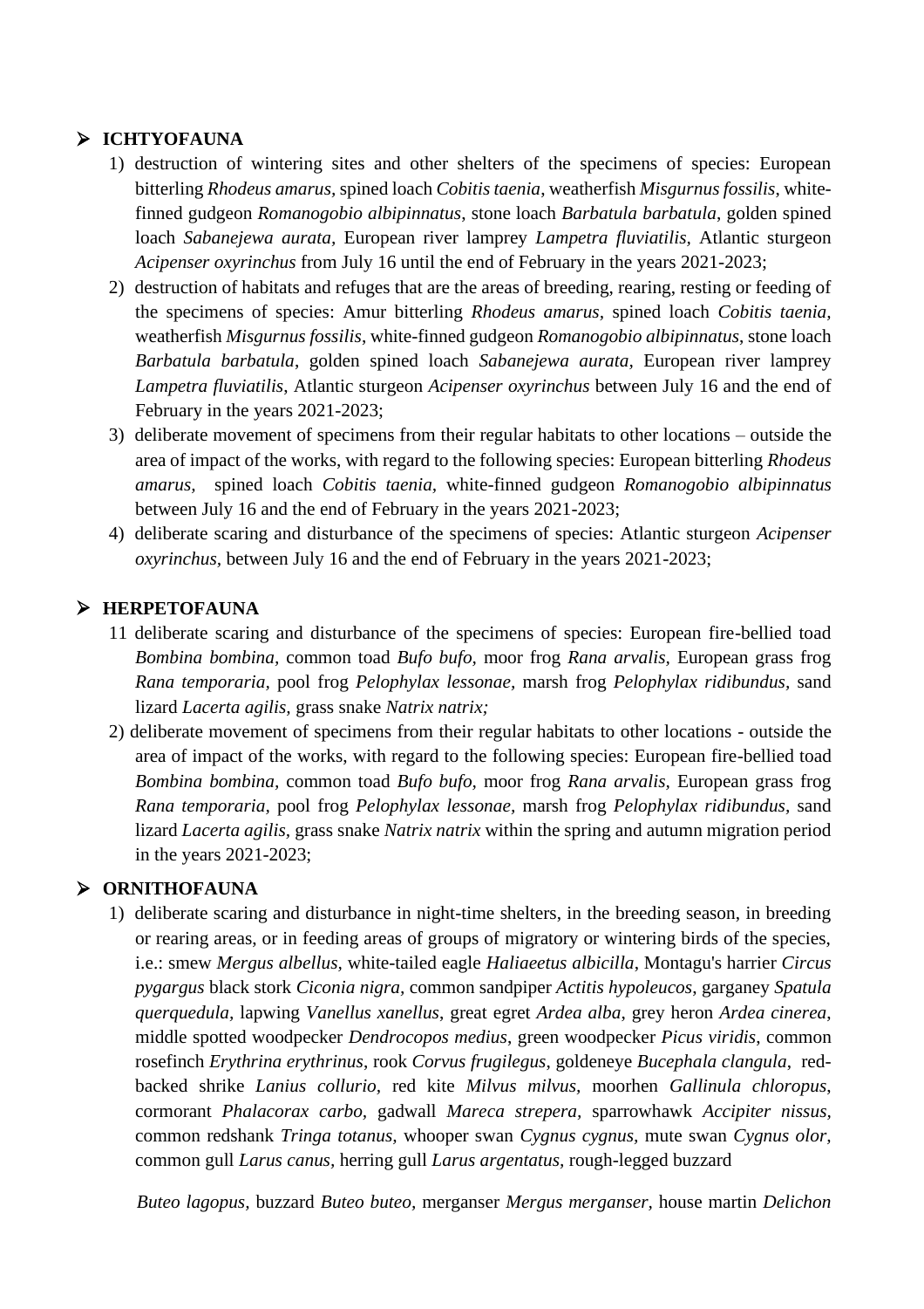- **ICHTYOFAUNA**

   1) destruction of wintering sites and other shelters of the specimens of species: European bitterling *Rhodeus amarus*, spined loach *Cobitis taenia*, weatherfish *Misgurnus fossilis*, white-finned gudgeon *Romanogobio albipinnatus*, stone loach *Barbatula barbatula*, golden spined loach *Sabanejewa aurata*, European river lamprey *Lampetra fluviatilis*, Atlantic sturgeon *Acipenser oxyrinchus* from July 16 until the end of February in the years 2021-2023;
   2) destruction of habitats and refuges that are the areas of breeding, rearing, resting or feeding of the specimens of species: Amur bitterling *Rhodeus amarus*, spined loach *Cobitis taenia*, weatherfish *Misgurnus fossilis*, white-finned gudgeon *Romanogobio albipinnatus*, stone loach *Barbatula barbatula*, golden spined loach *Sabanejewa aurata*, European river lamprey *Lampetra fluviatilis*, Atlantic sturgeon *Acipenser oxyrinchus* between July 16 and the end of February in the years 2021-2023;
   3) deliberate movement of specimens from their regular habitats to other locations – outside the area of impact of the works, with regard to the following species: European bitterling *Rhodeus amarus*, spined loach *Cobitis taenia*, white-finned gudgeon *Romanogobio albipinnatus* between July 16 and the end of February in the years 2021-2023;
   4) deliberate scaring and disturbance of the specimens of species: Atlantic sturgeon *Acipenser oxyrinchus*, between July 16 and the end of February in the years 2021-2023;

- **HERPETOFAUNA**

   11 deliberate scaring and disturbance of the specimens of species: European fire-bellied toad *Bombina bombina*, common toad *Bufo bufo*, moor frog *Rana arvalis*, European grass frog *Rana temporaria*, pool frog *Pelophylax lessonae*, marsh frog *Pelophylax ridibundus*, sand lizard *Lacerta agilis*, grass snake *Natrix natrix;*

   2) deliberate movement of specimens from their regular habitats to other locations - outside the area of impact of the works, with regard to the following species: European fire-bellied toad *Bombina bombina*, common toad *Bufo bufo*, moor frog *Rana arvalis*, European grass frog *Rana temporaria*, pool frog *Pelophylax lessonae*, marsh frog *Pelophylax ridibundus*, sand lizard *Lacerta agilis*, grass snake *Natrix natrix* within the spring and autumn migration period in the years 2021-2023;

- **ORNITHOFAUNA**

   1) deliberate scaring and disturbance in night-time shelters, in the breeding season, in breeding or rearing areas, or in feeding areas of groups of migratory or wintering birds of the species, i.e.: smew *Mergus albellus*, white-tailed eagle *Haliaeetus albicilla*, Montagu's harrier *Circus pygargus* black stork *Ciconia nigra*, common sandpiper *Actitis hypoleucos*, garganey *Spatula querquedula*, lapwing *Vanellus xanellus*, great egret *Ardea alba*, grey heron *Ardea cinerea*, middle spotted woodpecker *Dendrocopos medius*, green woodpecker *Picus viridis*, common rosefinch *Erythrina erythrinus*, rook *Corvus frugilegus*, goldeneye *Bucephala clangula*, red-backed shrike *Lanius collurio*, red kite *Milvus milvus*, moorhen *Gallinula chloropus*, cormorant *Phalacorax carbo*, gadwall *Mareca strepera*, sparrowhawk *Accipiter nissus*, common redshank *Tringa totanus*, whooper swan *Cygnus cygnus*, mute swan *Cygnus olor*, common gull *Larus canus*, herring gull *Larus argentatus*, rough-legged buzzard

   *Buteo lagopus*, buzzard *Buteo buteo*, merganser *Mergus merganser*, house martin *Delichon*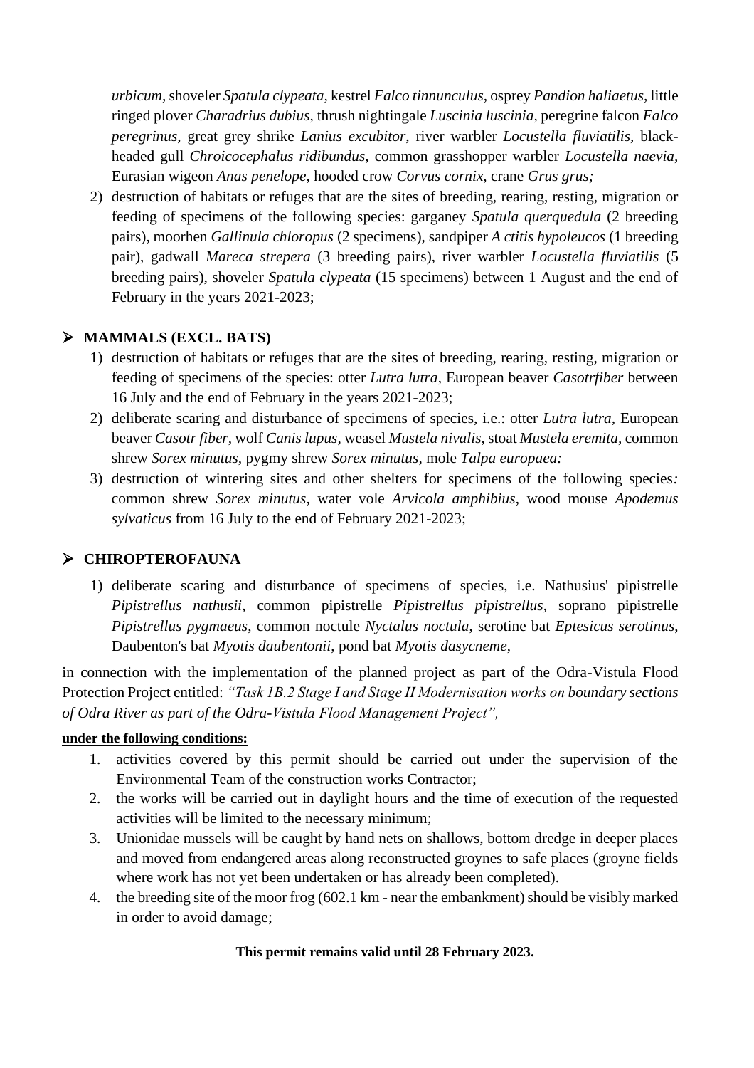*urbicum,* shoveler *Spatula clypeata,* kestrel *Falco tinnunculus,* osprey *Pandion haliaetus,* little ringed plover *Charadrius dubius,* thrush nightingale *Luscinia luscinia,* peregrine falcon *Falco peregrinus,* great grey shrike *Lanius excubitor,* river warbler *Locustella fluviatilis,* black-headed gull *Chroicocephalus ridibundus,* common grasshopper warbler *Locustella naevia,* Eurasian wigeon *Anas penelope,* hooded crow *Corvus cornix,* crane *Grus grus;*

2) destruction of habitats or refuges that are the sites of breeding, rearing, resting, migration or feeding of specimens of the following species: garganey *Spatula querquedula* (2 breeding pairs), moorhen *Gallinula chloropus* (2 specimens), sandpiper *A ctitis hypoleucos* (1 breeding pair), gadwall *Mareca strepera* (3 breeding pairs), river warbler *Locustella fluviatilis* (5 breeding pairs), shoveler *Spatula clypeata* (15 specimens) between 1 August and the end of February in the years 2021-2023;

- **MAMMALS (EXCL. BATS)**

1) destruction of habitats or refuges that are the sites of breeding, rearing, resting, migration or feeding of specimens of the species: otter *Lutra lutra*, European beaver *Casotrfiber* between 16 July and the end of February in the years 2021-2023;
2) deliberate scaring and disturbance of specimens of species, i.e.: otter *Lutra lutra,* European beaver *Casotr fiber,* wolf *Canis lupus,* weasel *Mustela nivalis,* stoat *Mustela eremita,* common shrew *Sorex minutus,* pygmy shrew *Sorex minutus,* mole *Talpa europaea:*
3) destruction of wintering sites and other shelters for specimens of the following species*:* common shrew *Sorex minutus*, water vole *Arvicola amphibius*, wood mouse *Apodemus sylvaticus* from 16 July to the end of February 2021-2023;

- **CHIROPTEROFAUNA**

1) deliberate scaring and disturbance of specimens of species, i.e. Nathusius' pipistrelle *Pipistrellus nathusii*, common pipistrelle *Pipistrellus pipistrellus*, soprano pipistrelle *Pipistrellus pygmaeus*, common noctule *Nyctalus noctula*, serotine bat *Eptesicus serotinus*, Daubenton's bat *Myotis daubentonii*, pond bat *Myotis dasycneme*,

in connection with the implementation of the planned project as part of the Odra-Vistula Flood Protection Project entitled: *"Task 1B.2 Stage I and Stage II Modernisation works on boundary sections of Odra River as part of the Odra-Vistula Flood Management Project",*

**under the following conditions:**

1. activities covered by this permit should be carried out under the supervision of the Environmental Team of the construction works Contractor;
2. the works will be carried out in daylight hours and the time of execution of the requested activities will be limited to the necessary minimum;
3. Unionidae mussels will be caught by hand nets on shallows, bottom dredge in deeper places and moved from endangered areas along reconstructed groynes to safe places (groyne fields where work has not yet been undertaken or has already been completed).
4. the breeding site of the moor frog (602.1 km - near the embankment) should be visibly marked in order to avoid damage;

**This permit remains valid until 28 February 2023.**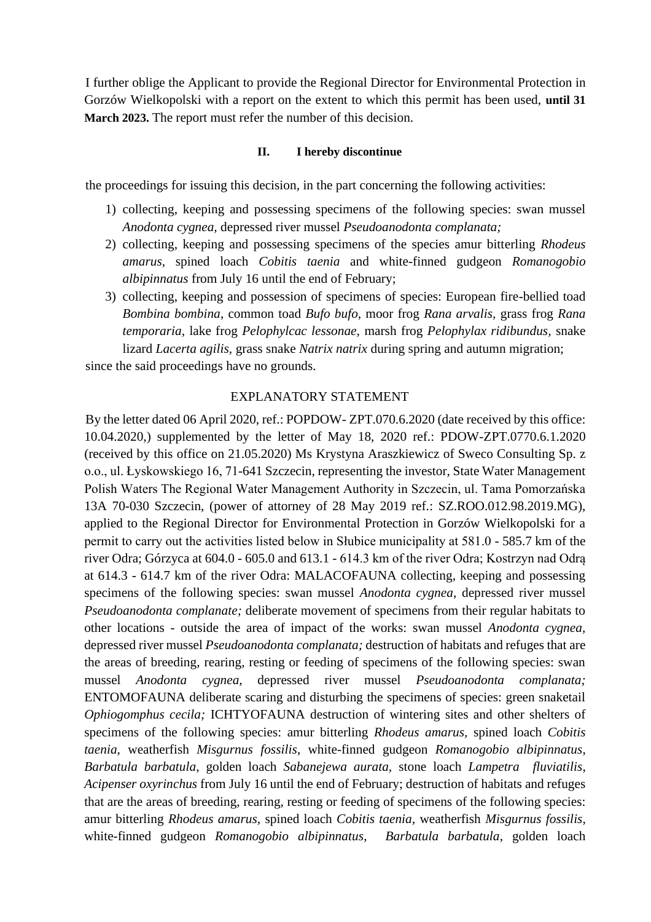I further oblige the Applicant to provide the Regional Director for Environmental Protection in Gorzów Wielkopolski with a report on the extent to which this permit has been used, **until 31 March 2023.** The report must refer the number of this decision.

**II. I hereby discontinue**

the proceedings for issuing this decision, in the part concerning the following activities:

1) collecting, keeping and possessing specimens of the following species: swan mussel *Anodonta cygnea*, depressed river mussel *Pseudoanodonta complanata;*
2) collecting, keeping and possessing specimens of the species amur bitterling *Rhodeus amarus*, spined loach *Cobitis taenia* and white-finned gudgeon *Romanogobio albipinnatus* from July 16 until the end of February;
3) collecting, keeping and possession of specimens of species: European fire-bellied toad *Bombina bombina*, common toad *Bufo bufo*, moor frog *Rana arvalis*, grass frog *Rana temporaria*, lake frog *Pelophylcac lessonae*, marsh frog *Pelophylax ridibundus*, snake lizard *Lacerta agilis*, grass snake *Natrix natrix* during spring and autumn migration;

since the said proceedings have no grounds.

EXPLANATORY STATEMENT

By the letter dated 06 April 2020, ref.: POPDOW- ZPT.070.6.2020 (date received by this office: 10.04.2020,) supplemented by the letter of May 18, 2020 ref.: PDOW-ZPT.0770.6.1.2020 (received by this office on 21.05.2020) Ms Krystyna Araszkiewicz of Sweco Consulting Sp. z o.o., ul. Łyskowskiego 16, 71-641 Szczecin, representing the investor, State Water Management Polish Waters The Regional Water Management Authority in Szczecin, ul. Tama Pomorzańska 13A 70-030 Szczecin, (power of attorney of 28 May 2019 ref.: SZ.ROO.012.98.2019.MG), applied to the Regional Director for Environmental Protection in Gorzów Wielkopolski for a permit to carry out the activities listed below in Słubice municipality at 581.0 - 585.7 km of the river Odra; Górzyca at 604.0 - 605.0 and 613.1 - 614.3 km of the river Odra; Kostrzyn nad Odrą at 614.3 - 614.7 km of the river Odra: MALACOFAUNA collecting, keeping and possessing specimens of the following species: swan mussel *Anodonta cygnea*, depressed river mussel *Pseudoanodonta complanate;* deliberate movement of specimens from their regular habitats to other locations - outside the area of impact of the works: swan mussel *Anodonta cygnea*, depressed river mussel *Pseudoanodonta complanata;* destruction of habitats and refuges that are the areas of breeding, rearing, resting or feeding of specimens of the following species: swan mussel *Anodonta cygnea*, depressed river mussel *Pseudoanodonta complanata;* ENTOMOFAUNA deliberate scaring and disturbing the specimens of species: green snaketail *Ophiogomphus cecila;* ICHTYOFAUNA destruction of wintering sites and other shelters of specimens of the following species: amur bitterling *Rhodeus amarus*, spined loach *Cobitis taenia*, weatherfish *Misgurnus fossilis*, white-finned gudgeon *Romanogobio albipinnatus*, *Barbatula barbatula*, golden loach *Sabanejewa aurata*, stone loach *Lampetra fluviatilis*, *Acipenser oxyrinchus* from July 16 until the end of February; destruction of habitats and refuges that are the areas of breeding, rearing, resting or feeding of specimens of the following species: amur bitterling *Rhodeus amarus*, spined loach *Cobitis taenia*, weatherfish *Misgurnus fossilis*, white-finned gudgeon *Romanogobio albipinnatus*, *Barbatula barbatula*, golden loach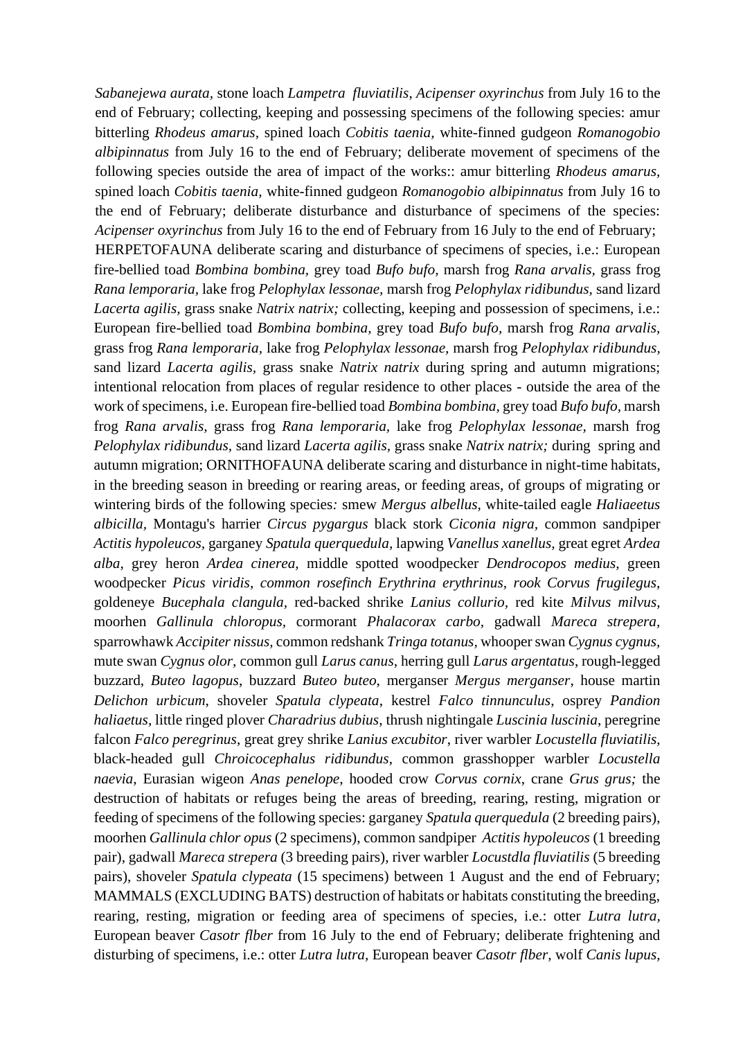*Sabanejewa aurata*, stone loach *Lampetra fluviatilis*, *Acipenser oxyrinchus* from July 16 to the end of February; collecting, keeping and possessing specimens of the following species: amur bitterling *Rhodeus amarus,* spined loach *Cobitis taenia,* white-finned gudgeon *Romanogobio albipinnatus* from July 16 to the end of February; deliberate movement of specimens of the following species outside the area of impact of the works:: amur bitterling *Rhodeus amarus*, spined loach *Cobitis taenia,* white-finned gudgeon *Romanogobio albipinnatus* from July 16 to the end of February; deliberate disturbance and disturbance of specimens of the species: *Acipenser oxyrinchus* from July 16 to the end of February from 16 July to the end of February; HERPETOFAUNA deliberate scaring and disturbance of specimens of species, i.e.: European fire-bellied toad *Bombina bombina,* grey toad *Bufo bufo,* marsh frog *Rana arvalis,* grass frog *Rana lemporaria,* lake frog *Pelophylax lessonae,* marsh frog *Pelophylax ridibundus,* sand lizard *Lacerta agilis,* grass snake *Natrix natrix;* collecting, keeping and possession of specimens, i.e.: European fire-bellied toad *Bombina bombina*, grey toad *Bufo bufo*, marsh frog *Rana arvalis*, grass frog *Rana lemporaria*, lake frog *Pelophylax lessonae,* marsh frog *Pelophylax ridibundus*, sand lizard *Lacerta agilis,* grass snake *Natrix natrix* during spring and autumn migrations; intentional relocation from places of regular residence to other places - outside the area of the work of specimens, i.e. European fire-bellied toad *Bombina bombina,* grey toad *Bufo bufo,* marsh frog *Rana arvalis,* grass frog *Rana lemporaria,* lake frog *Pelophylax lessonae,* marsh frog *Pelophylax ridibundus*, sand lizard *Lacerta agilis*, grass snake *Natrix natrix;* during spring and autumn migration; ORNITHOFAUNA deliberate scaring and disturbance in night-time habitats, in the breeding season in breeding or rearing areas, or feeding areas, of groups of migrating or wintering birds of the following species*:* smew *Mergus albellus,* white-tailed eagle *Haliaeetus albicilla,* Montagu's harrier *Circus pygargus* black stork *Ciconia nigra,* common sandpiper *Actitis hypoleucos,* garganey *Spatula querquedula*, lapwing *Vanellus xanellus,* great egret *Ardea alba,* grey heron *Ardea cinerea,* middle spotted woodpecker *Dendrocopos medius,* green woodpecker *Picus viridis, common rosefinch Erythrina erythrinus, rook Corvus frugilegus,* goldeneye *Bucephala clangula,* red-backed shrike *Lanius collurio*, red kite *Milvus milvus,* moorhen *Gallinula chloropus,* cormorant *Phalacorax carbo,* gadwall *Mareca strepera,* sparrowhawk *Accipiter nissus,* common redshank *Tringa totanus*, whooper swan *Cygnus cygnus,* mute swan *Cygnus olor,* common gull *Larus canus*, herring gull *Larus argentatus*, rough-legged buzzard, *Buteo lagopus*, buzzard *Buteo buteo*, merganser *Mergus merganser*, house martin *Delichon urbicum*, shoveler *Spatula clypeata*, kestrel *Falco tinnunculus*, osprey *Pandion haliaetus*, little ringed plover *Charadrius dubius*, thrush nightingale *Luscinia luscinia*, peregrine falcon *Falco peregrinus*, great grey shrike *Lanius excubitor*, river warbler *Locustella fluviatilis*, black-headed gull *Chroicocephalus ridibundus*, common grasshopper warbler *Locustella naevia*, Eurasian wigeon *Anas penelope*, hooded crow *Corvus cornix,* crane *Grus grus;* the destruction of habitats or refuges being the areas of breeding, rearing, resting, migration or feeding of specimens of the following species: garganey *Spatula querquedula* (2 breeding pairs), moorhen *Gallinula chlor opus* (2 specimens), common sandpiper *Actitis hypoleucos* (1 breeding pair), gadwall *Mareca strepera* (3 breeding pairs), river warbler *Locustdla fluviatilis* (5 breeding pairs), shoveler *Spatula clypeata* (15 specimens) between 1 August and the end of February; MAMMALS (EXCLUDING BATS) destruction of habitats or habitats constituting the breeding, rearing, resting, migration or feeding area of specimens of species, i.e.: otter *Lutra lutra,* European beaver *Casotr flber* from 16 July to the end of February; deliberate frightening and disturbing of specimens, i.e.: otter *Lutra lutra,* European beaver *Casotr flber,* wolf *Canis lupus*,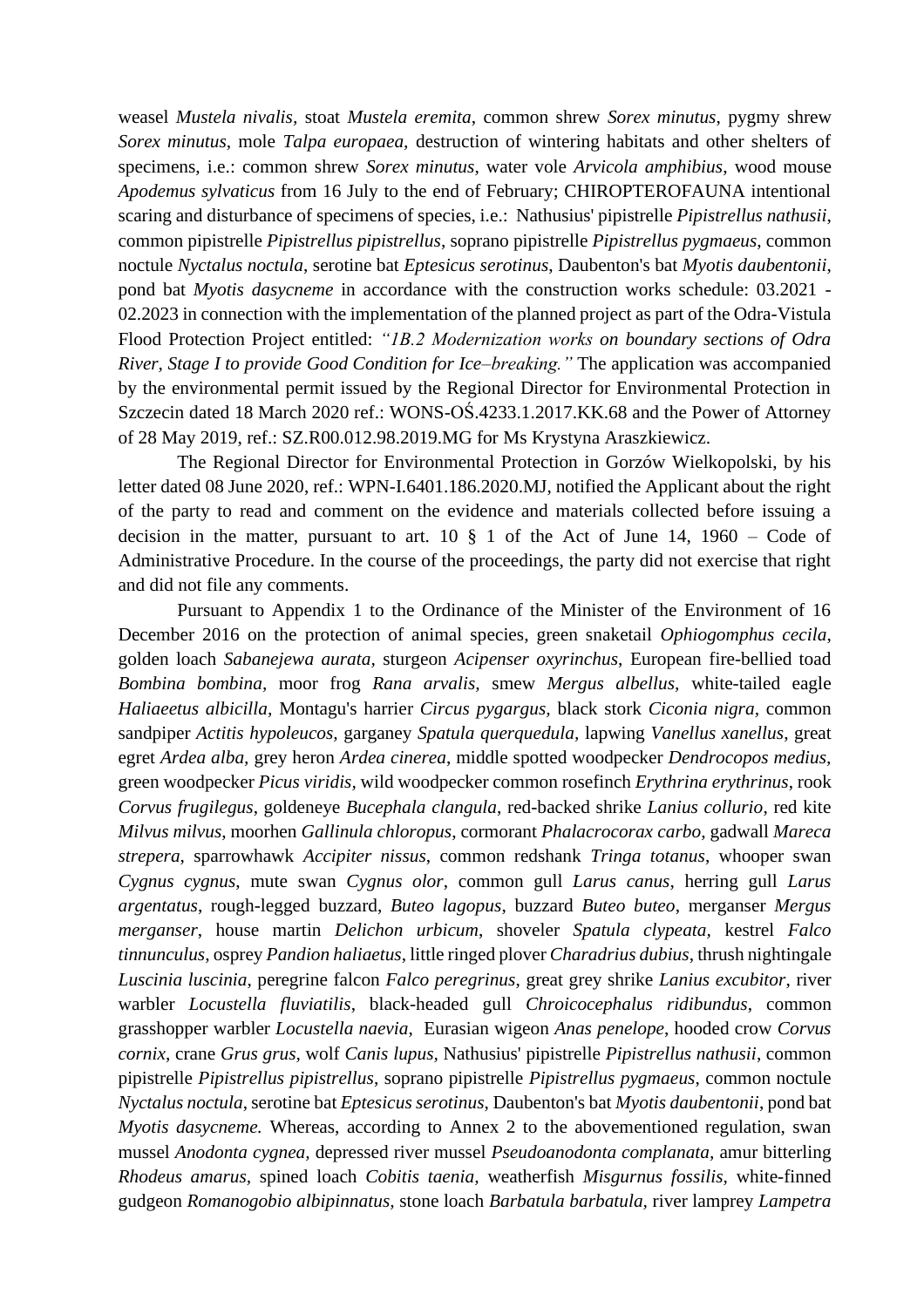weasel *Mustela nivalis*, stoat *Mustela eremita*, common shrew *Sorex minutus*, pygmy shrew *Sorex minutus*, mole *Talpa europaea*, destruction of wintering habitats and other shelters of specimens, i.e.: common shrew *Sorex minutus*, water vole *Arvicola amphibius*, wood mouse *Apodemus sylvaticus* from 16 July to the end of February; CHIROPTEROFAUNA intentional scaring and disturbance of specimens of species, i.e.: Nathusius' pipistrelle *Pipistrellus nathusii*, common pipistrelle *Pipistrellus pipistrellus*, soprano pipistrelle *Pipistrellus pygmaeus*, common noctule *Nyctalus noctula*, serotine bat *Eptesicus serotinus*, Daubenton's bat *Myotis daubentonii*, pond bat *Myotis dasycneme* in accordance with the construction works schedule: 03.2021 - 02.2023 in connection with the implementation of the planned project as part of the Odra-Vistula Flood Protection Project entitled: *"1B.2 Modernization works on boundary sections of Odra River, Stage I to provide Good Condition for Ice–breaking."* The application was accompanied by the environmental permit issued by the Regional Director for Environmental Protection in Szczecin dated 18 March 2020 ref.: WONS-OŚ.4233.1.2017.KK.68 and the Power of Attorney of 28 May 2019, ref.: SZ.R00.012.98.2019.MG for Ms Krystyna Araszkiewicz.

The Regional Director for Environmental Protection in Gorzów Wielkopolski, by his letter dated 08 June 2020, ref.: WPN-I.6401.186.2020.MJ, notified the Applicant about the right of the party to read and comment on the evidence and materials collected before issuing a decision in the matter, pursuant to art. 10 § 1 of the Act of June 14, 1960 – Code of Administrative Procedure. In the course of the proceedings, the party did not exercise that right and did not file any comments.

Pursuant to Appendix 1 to the Ordinance of the Minister of the Environment of 16 December 2016 on the protection of animal species, green snaketail *Ophiogomphus cecila*, golden loach *Sabanejewa aurata*, sturgeon *Acipenser oxyrinchus*, European fire-bellied toad *Bombina bombina*, moor frog *Rana arvalis*, smew *Mergus albellus*, white-tailed eagle *Haliaeetus albicilla*, Montagu's harrier *Circus pygargus*, black stork *Ciconia nigra*, common sandpiper *Actitis hypoleucos*, garganey *Spatula querquedula*, lapwing *Vanellus xanellus*, great egret *Ardea alba*, grey heron *Ardea cinerea*, middle spotted woodpecker *Dendrocopos medius*, green woodpecker *Picus viridis*, wild woodpecker common rosefinch *Erythrina erythrinus*, rook *Corvus frugilegus*, goldeneye *Bucephala clangula*, red-backed shrike *Lanius collurio*, red kite *Milvus milvus*, moorhen *Gallinula chloropus*, cormorant *Phalacrocorax carbo*, gadwall *Mareca strepera*, sparrowhawk *Accipiter nissus*, common redshank *Tringa totanus*, whooper swan *Cygnus cygnus*, mute swan *Cygnus olor*, common gull *Larus canus*, herring gull *Larus argentatus*, rough-legged buzzard, *Buteo lagopus*, buzzard *Buteo buteo*, merganser *Mergus merganser*, house martin *Delichon urbicum*, shoveler *Spatula clypeata*, kestrel *Falco tinnunculus*, osprey *Pandion haliaetus*, little ringed plover *Charadrius dubius*, thrush nightingale *Luscinia luscinia*, peregrine falcon *Falco peregrinus*, great grey shrike *Lanius excubitor*, river warbler *Locustella fluviatilis*, black-headed gull *Chroicocephalus ridibundus*, common grasshopper warbler *Locustella naevia*, Eurasian wigeon *Anas penelope*, hooded crow *Corvus cornix*, crane *Grus grus*, wolf *Canis lupus*, Nathusius' pipistrelle *Pipistrellus nathusii*, common pipistrelle *Pipistrellus pipistrellus*, soprano pipistrelle *Pipistrellus pygmaeus*, common noctule *Nyctalus noctula*, serotine bat *Eptesicus serotinus*, Daubenton's bat *Myotis daubentonii*, pond bat *Myotis dasycneme.* Whereas, according to Annex 2 to the abovementioned regulation, swan mussel *Anodonta cygnea*, depressed river mussel *Pseudoanodonta complanata*, amur bitterling *Rhodeus amarus*, spined loach *Cobitis taenia*, weatherfish *Misgurnus fossilis*, white-finned gudgeon *Romanogobio albipinnatus*, stone loach *Barbatula barbatula*, river lamprey *Lampetra*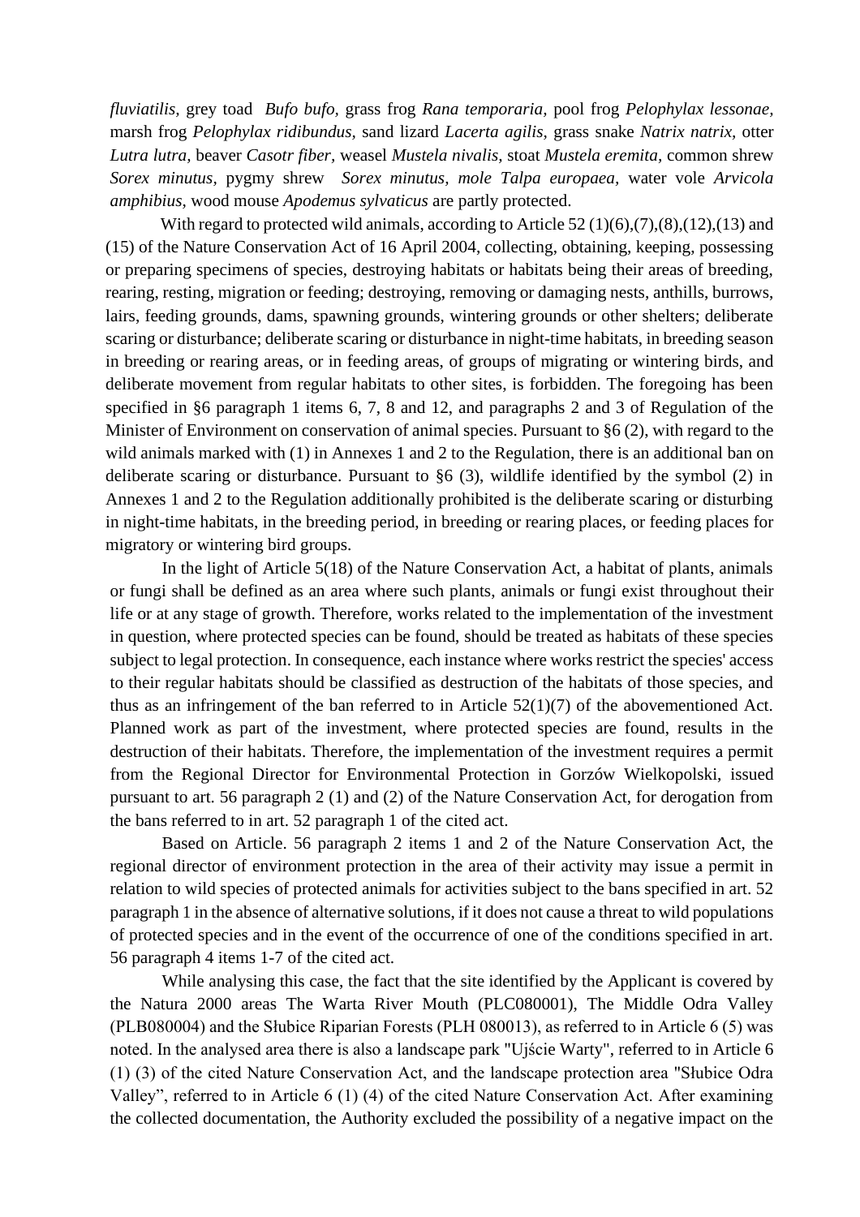*fluviatilis*, grey toad *Bufo bufo*, grass frog *Rana temporaria*, pool frog *Pelophylax lessonae*, marsh frog *Pelophylax ridibundus*, sand lizard *Lacerta agilis*, grass snake *Natrix natrix*, otter *Lutra lutra*, beaver *Casotr fiber*, weasel *Mustela nivalis*, stoat *Mustela eremita*, common shrew *Sorex minutus*, pygmy shrew *Sorex minutus, mole Talpa europaea*, water vole *Arvicola amphibius*, wood mouse *Apodemus sylvaticus* are partly protected.

With regard to protected wild animals, according to Article 52 (1)(6),(7),(8),(12),(13) and (15) of the Nature Conservation Act of 16 April 2004, collecting, obtaining, keeping, possessing or preparing specimens of species, destroying habitats or habitats being their areas of breeding, rearing, resting, migration or feeding; destroying, removing or damaging nests, anthills, burrows, lairs, feeding grounds, dams, spawning grounds, wintering grounds or other shelters; deliberate scaring or disturbance; deliberate scaring or disturbance in night-time habitats, in breeding season in breeding or rearing areas, or in feeding areas, of groups of migrating or wintering birds, and deliberate movement from regular habitats to other sites, is forbidden. The foregoing has been specified in §6 paragraph 1 items 6, 7, 8 and 12, and paragraphs 2 and 3 of Regulation of the Minister of Environment on conservation of animal species. Pursuant to §6 (2), with regard to the wild animals marked with (1) in Annexes 1 and 2 to the Regulation, there is an additional ban on deliberate scaring or disturbance. Pursuant to §6 (3), wildlife identified by the symbol (2) in Annexes 1 and 2 to the Regulation additionally prohibited is the deliberate scaring or disturbing in night-time habitats, in the breeding period, in breeding or rearing places, or feeding places for migratory or wintering bird groups.

In the light of Article 5(18) of the Nature Conservation Act, a habitat of plants, animals or fungi shall be defined as an area where such plants, animals or fungi exist throughout their life or at any stage of growth. Therefore, works related to the implementation of the investment in question, where protected species can be found, should be treated as habitats of these species subject to legal protection. In consequence, each instance where works restrict the species' access to their regular habitats should be classified as destruction of the habitats of those species, and thus as an infringement of the ban referred to in Article 52(1)(7) of the abovementioned Act. Planned work as part of the investment, where protected species are found, results in the destruction of their habitats. Therefore, the implementation of the investment requires a permit from the Regional Director for Environmental Protection in Gorzów Wielkopolski, issued pursuant to art. 56 paragraph 2 (1) and (2) of the Nature Conservation Act, for derogation from the bans referred to in art. 52 paragraph 1 of the cited act.

Based on Article. 56 paragraph 2 items 1 and 2 of the Nature Conservation Act, the regional director of environment protection in the area of their activity may issue a permit in relation to wild species of protected animals for activities subject to the bans specified in art. 52 paragraph 1 in the absence of alternative solutions, if it does not cause a threat to wild populations of protected species and in the event of the occurrence of one of the conditions specified in art. 56 paragraph 4 items 1-7 of the cited act.

While analysing this case, the fact that the site identified by the Applicant is covered by the Natura 2000 areas The Warta River Mouth (PLC080001), The Middle Odra Valley (PLB080004) and the Słubice Riparian Forests (PLH 080013), as referred to in Article 6 (5) was noted. In the analysed area there is also a landscape park "Ujście Warty", referred to in Article 6 (1) (3) of the cited Nature Conservation Act, and the landscape protection area "Słubice Odra Valley", referred to in Article 6 (1) (4) of the cited Nature Conservation Act. After examining the collected documentation, the Authority excluded the possibility of a negative impact on the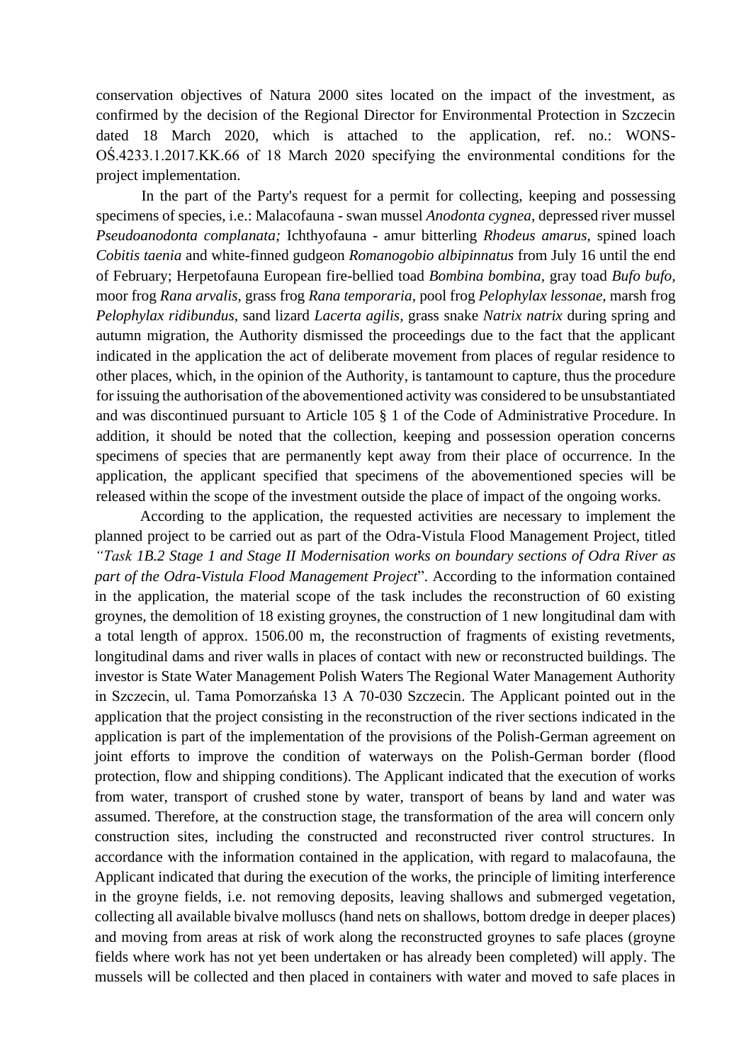conservation objectives of Natura 2000 sites located on the impact of the investment, as confirmed by the decision of the Regional Director for Environmental Protection in Szczecin dated 18 March 2020, which is attached to the application, ref. no.: WONS-OŚ.4233.1.2017.KK.66 of 18 March 2020 specifying the environmental conditions for the project implementation.

In the part of the Party's request for a permit for collecting, keeping and possessing specimens of species, i.e.: Malacofauna - swan mussel *Anodonta cygnea*, depressed river mussel *Pseudoanodonta complanata;* Ichthyofauna - amur bitterling *Rhodeus amarus,* spined loach *Cobitis taenia* and white-finned gudgeon *Romanogobio albipinnatus* from July 16 until the end of February; Herpetofauna European fire-bellied toad *Bombina bombina*, gray toad *Bufo bufo,* moor frog *Rana arvalis*, grass frog *Rana temporaria,* pool frog *Pelophylax lessonae,* marsh frog *Pelophylax ridibundus*, sand lizard *Lacerta agilis,* grass snake *Natrix natrix* during spring and autumn migration, the Authority dismissed the proceedings due to the fact that the applicant indicated in the application the act of deliberate movement from places of regular residence to other places, which, in the opinion of the Authority, is tantamount to capture, thus the procedure for issuing the authorisation of the abovementioned activity was considered to be unsubstantiated and was discontinued pursuant to Article 105 § 1 of the Code of Administrative Procedure. In addition, it should be noted that the collection, keeping and possession operation concerns specimens of species that are permanently kept away from their place of occurrence. In the application, the applicant specified that specimens of the abovementioned species will be released within the scope of the investment outside the place of impact of the ongoing works.

According to the application, the requested activities are necessary to implement the planned project to be carried out as part of the Odra-Vistula Flood Management Project, titled *"Task 1B.2 Stage 1 and Stage II Modernisation works on boundary sections of Odra River as part of the Odra-Vistula Flood Management Project*". According to the information contained in the application, the material scope of the task includes the reconstruction of 60 existing groynes, the demolition of 18 existing groynes, the construction of 1 new longitudinal dam with a total length of approx. 1506.00 m, the reconstruction of fragments of existing revetments, longitudinal dams and river walls in places of contact with new or reconstructed buildings. The investor is State Water Management Polish Waters The Regional Water Management Authority in Szczecin, ul. Tama Pomorzańska 13 A 70-030 Szczecin. The Applicant pointed out in the application that the project consisting in the reconstruction of the river sections indicated in the application is part of the implementation of the provisions of the Polish-German agreement on joint efforts to improve the condition of waterways on the Polish-German border (flood protection, flow and shipping conditions). The Applicant indicated that the execution of works from water, transport of crushed stone by water, transport of beans by land and water was assumed. Therefore, at the construction stage, the transformation of the area will concern only construction sites, including the constructed and reconstructed river control structures. In accordance with the information contained in the application, with regard to malacofauna, the Applicant indicated that during the execution of the works, the principle of limiting interference in the groyne fields, i.e. not removing deposits, leaving shallows and submerged vegetation, collecting all available bivalve molluscs (hand nets on shallows, bottom dredge in deeper places) and moving from areas at risk of work along the reconstructed groynes to safe places (groyne fields where work has not yet been undertaken or has already been completed) will apply. The mussels will be collected and then placed in containers with water and moved to safe places in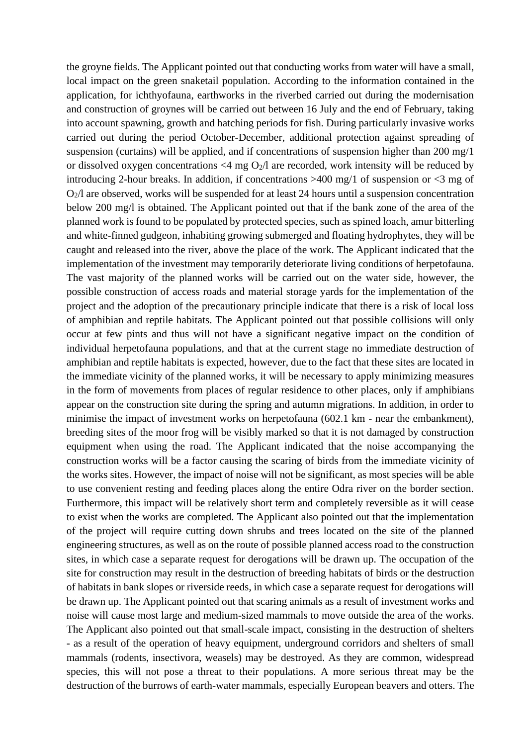the groyne fields. The Applicant pointed out that conducting works from water will have a small, local impact on the green snaketail population. According to the information contained in the application, for ichthyofauna, earthworks in the riverbed carried out during the modernisation and construction of groynes will be carried out between 16 July and the end of February, taking into account spawning, growth and hatching periods for fish. During particularly invasive works carried out during the period October-December, additional protection against spreading of suspension (curtains) will be applied, and if concentrations of suspension higher than 200 mg/1 or dissolved oxygen concentrations <4 mg $O_2$/l are recorded, work intensity will be reduced by introducing 2-hour breaks. In addition, if concentrations >400 mg/1 of suspension or <3 mg of $O_2$/l are observed, works will be suspended for at least 24 hours until a suspension concentration below 200 mg/l is obtained. The Applicant pointed out that if the bank zone of the area of the planned work is found to be populated by protected species, such as spined loach, amur bitterling and white-finned gudgeon, inhabiting growing submerged and floating hydrophytes, they will be caught and released into the river, above the place of the work. The Applicant indicated that the implementation of the investment may temporarily deteriorate living conditions of herpetofauna. The vast majority of the planned works will be carried out on the water side, however, the possible construction of access roads and material storage yards for the implementation of the project and the adoption of the precautionary principle indicate that there is a risk of local loss of amphibian and reptile habitats. The Applicant pointed out that possible collisions will only occur at few pints and thus will not have a significant negative impact on the condition of individual herpetofauna populations, and that at the current stage no immediate destruction of amphibian and reptile habitats is expected, however, due to the fact that these sites are located in the immediate vicinity of the planned works, it will be necessary to apply minimizing measures in the form of movements from places of regular residence to other places, only if amphibians appear on the construction site during the spring and autumn migrations. In addition, in order to minimise the impact of investment works on herpetofauna (602.1 km - near the embankment), breeding sites of the moor frog will be visibly marked so that it is not damaged by construction equipment when using the road. The Applicant indicated that the noise accompanying the construction works will be a factor causing the scaring of birds from the immediate vicinity of the works sites. However, the impact of noise will not be significant, as most species will be able to use convenient resting and feeding places along the entire Odra river on the border section. Furthermore, this impact will be relatively short term and completely reversible as it will cease to exist when the works are completed. The Applicant also pointed out that the implementation of the project will require cutting down shrubs and trees located on the site of the planned engineering structures, as well as on the route of possible planned access road to the construction sites, in which case a separate request for derogations will be drawn up. The occupation of the site for construction may result in the destruction of breeding habitats of birds or the destruction of habitats in bank slopes or riverside reeds, in which case a separate request for derogations will be drawn up. The Applicant pointed out that scaring animals as a result of investment works and noise will cause most large and medium-sized mammals to move outside the area of the works. The Applicant also pointed out that small-scale impact, consisting in the destruction of shelters - as a result of the operation of heavy equipment, underground corridors and shelters of small mammals (rodents, insectivora, weasels) may be destroyed. As they are common, widespread species, this will not pose a threat to their populations. A more serious threat may be the destruction of the burrows of earth-water mammals, especially European beavers and otters. The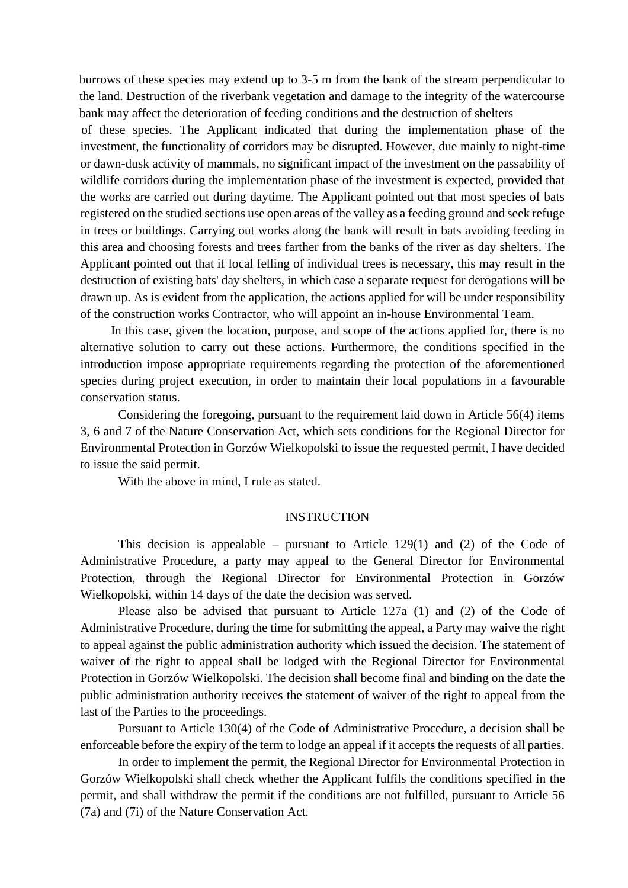burrows of these species may extend up to 3-5 m from the bank of the stream perpendicular to the land. Destruction of the riverbank vegetation and damage to the integrity of the watercourse bank may affect the deterioration of feeding conditions and the destruction of shelters of these species. The Applicant indicated that during the implementation phase of the investment, the functionality of corridors may be disrupted. However, due mainly to night-time or dawn-dusk activity of mammals, no significant impact of the investment on the passability of wildlife corridors during the implementation phase of the investment is expected, provided that the works are carried out during daytime. The Applicant pointed out that most species of bats registered on the studied sections use open areas of the valley as a feeding ground and seek refuge in trees or buildings. Carrying out works along the bank will result in bats avoiding feeding in this area and choosing forests and trees farther from the banks of the river as day shelters. The Applicant pointed out that if local felling of individual trees is necessary, this may result in the destruction of existing bats' day shelters, in which case a separate request for derogations will be drawn up. As is evident from the application, the actions applied for will be under responsibility of the construction works Contractor, who will appoint an in-house Environmental Team.

In this case, given the location, purpose, and scope of the actions applied for, there is no alternative solution to carry out these actions. Furthermore, the conditions specified in the introduction impose appropriate requirements regarding the protection of the aforementioned species during project execution, in order to maintain their local populations in a favourable conservation status.

Considering the foregoing, pursuant to the requirement laid down in Article 56(4) items 3, 6 and 7 of the Nature Conservation Act, which sets conditions for the Regional Director for Environmental Protection in Gorzów Wielkopolski to issue the requested permit, I have decided to issue the said permit.

With the above in mind, I rule as stated.

## INSTRUCTION

This decision is appealable – pursuant to Article 129(1) and (2) of the Code of Administrative Procedure, a party may appeal to the General Director for Environmental Protection, through the Regional Director for Environmental Protection in Gorzów Wielkopolski, within 14 days of the date the decision was served.

Please also be advised that pursuant to Article 127a (1) and (2) of the Code of Administrative Procedure, during the time for submitting the appeal, a Party may waive the right to appeal against the public administration authority which issued the decision. The statement of waiver of the right to appeal shall be lodged with the Regional Director for Environmental Protection in Gorzów Wielkopolski. The decision shall become final and binding on the date the public administration authority receives the statement of waiver of the right to appeal from the last of the Parties to the proceedings.

Pursuant to Article 130(4) of the Code of Administrative Procedure, a decision shall be enforceable before the expiry of the term to lodge an appeal if it accepts the requests of all parties.

In order to implement the permit, the Regional Director for Environmental Protection in Gorzów Wielkopolski shall check whether the Applicant fulfils the conditions specified in the permit, and shall withdraw the permit if the conditions are not fulfilled, pursuant to Article 56 (7a) and (7i) of the Nature Conservation Act.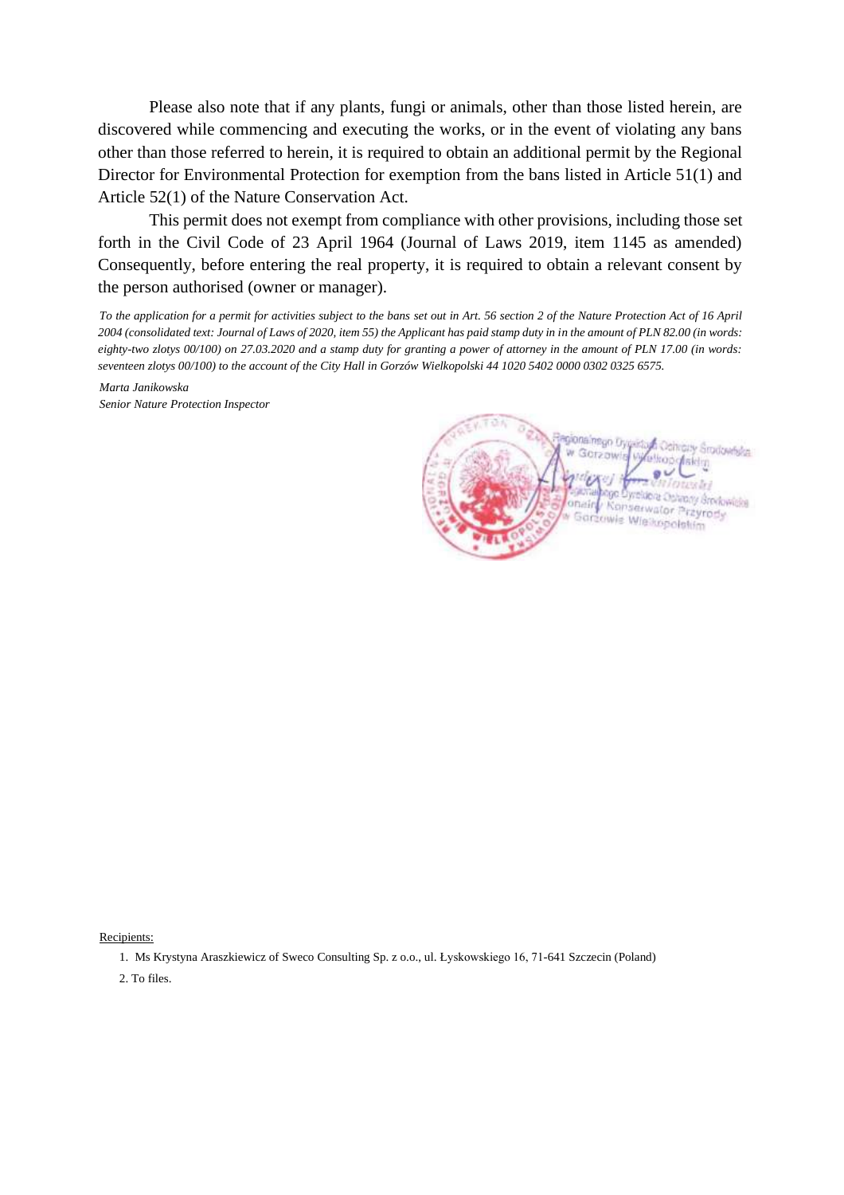Please also note that if any plants, fungi or animals, other than those listed herein, are discovered while commencing and executing the works, or in the event of violating any bans other than those referred to herein, it is required to obtain an additional permit by the Regional Director for Environmental Protection for exemption from the bans listed in Article 51(1) and Article 52(1) of the Nature Conservation Act.

This permit does not exempt from compliance with other provisions, including those set forth in the Civil Code of 23 April 1964 (Journal of Laws 2019, item 1145 as amended) Consequently, before entering the real property, it is required to obtain a relevant consent by the person authorised (owner or manager).

*To the application for a permit for activities subject to the bans set out in Art. 56 section 2 of the Nature Protection Act of 16 April 2004 (consolidated text: Journal of Laws of 2020, item 55) the Applicant has paid stamp duty in in the amount of PLN 82.00 (in words: eighty-two zlotys 00/100) on 27.03.2020 and a stamp duty for granting a power of attorney in the amount of PLN 17.00 (in words: seventeen zlotys 00/100) to the account of the City Hall in Gorzów Wielkopolski 44 1020 5402 0000 0302 0325 6575.*

*Marta Janikowska*
*Senior Nature Protection Inspector*

Regionalnego Dyrektora Ochrony Środowiska w Gorzowie Wielkopolskim
Regionalnego Dyrektora Ochrony Środowiska Regionalny Konserwator Przyrody w Gorzowie Wielkopolskim

Recipients:

1. Ms Krystyna Araszkiewicz of Sweco Consulting Sp. z o.o., ul. Łyskowskiego 16, 71-641 Szczecin (Poland)
2. To files.